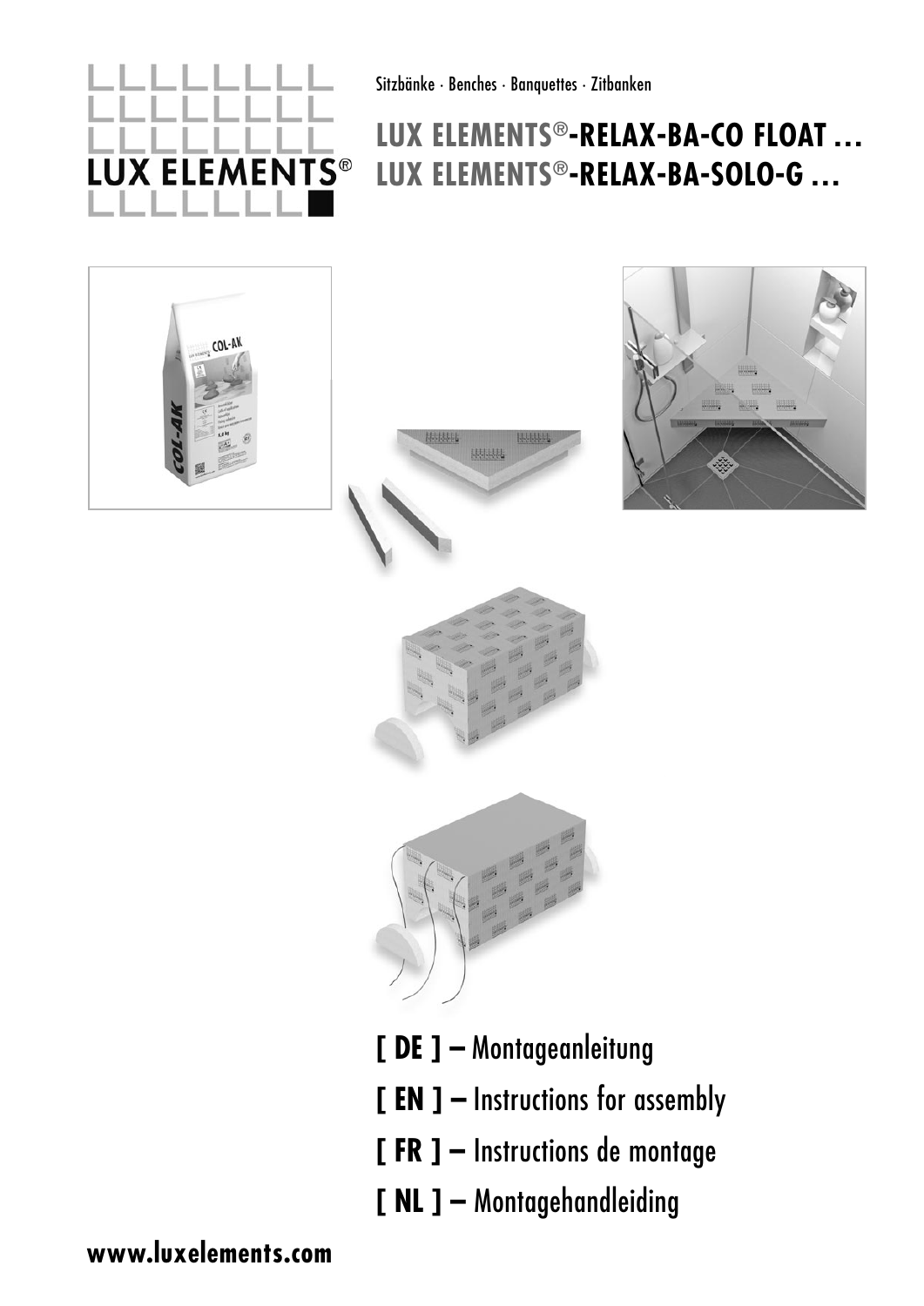LUX ELEMENTS®

Sitzbänke · Benches · Banquettes · Zitbanken

# LUX ELEMENTS®-RELAX-BA-CO FLOAT …
# LUX ELEMENTS®-RELAX-BA-SOLO-G …

**[ DE ] –** Montageanleitung

**[ EN ] –** Instructions for assembly

**[ FR ] –** Instructions de montage

**[ NL ] –** Montagehandleiding

**www.luxelements.com**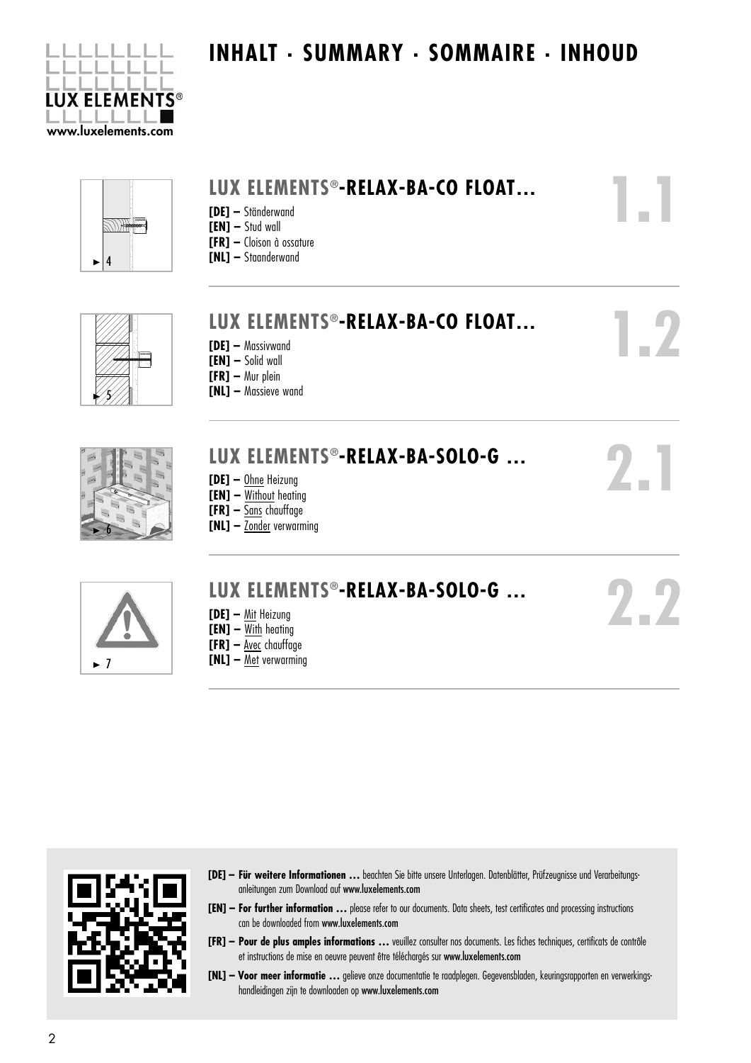# INHALT · SUMMARY · SOMMAIRE · INHOUD

## LUX ELEMENTS®-RELAX-BA-CO FLOAT... 1.1

**[DE] –** Ständerwand
**[EN] –** Stud wall
**[FR] –** Cloison à ossature
**[NL] –** Staanderwand

► 4

## LUX ELEMENTS®-RELAX-BA-CO FLOAT... 1.2

**[DE] –** Massivwand
**[EN] –** Solid wall
**[FR] –** Mur plein
**[NL] –** Massieve wand

► 5

## LUX ELEMENTS®-RELAX-BA-SOLO-G ... 2.1

**[DE] –** Ohne Heizung
**[EN] –** Without heating
**[FR] –** Sans chauffage
**[NL] –** Zonder verwarming

► 6

## LUX ELEMENTS®-RELAX-BA-SOLO-G ... 2.2

**[DE] –** Mit Heizung
**[EN] –** With heating
**[FR] –** Avec chauffage
**[NL] –** Met verwarming

► 7

**[DE] – Für weitere Informationen …** beachten Sie bitte unsere Unterlagen. Datenblätter, Prüfzeugnisse und Verarbeitungsanleitungen zum Download auf www.luxelements.com

**[EN] – For further information …** please refer to our documents. Data sheets, test certificates and processing instructions can be downloaded from www.luxelements.com

**[FR] – Pour de plus amples informations …** veuillez consulter nos documents. Les fiches techniques, certificats de contrôle et instructions de mise en oeuvre peuvent être téléchargés sur www.luxelements.com

**[NL] – Voor meer informatie …** gelieve onze documentatie te raadplegen. Gegevensbladen, keuringsrapporten en verwerkingshandleidingen zijn te downloaden op www.luxelements.com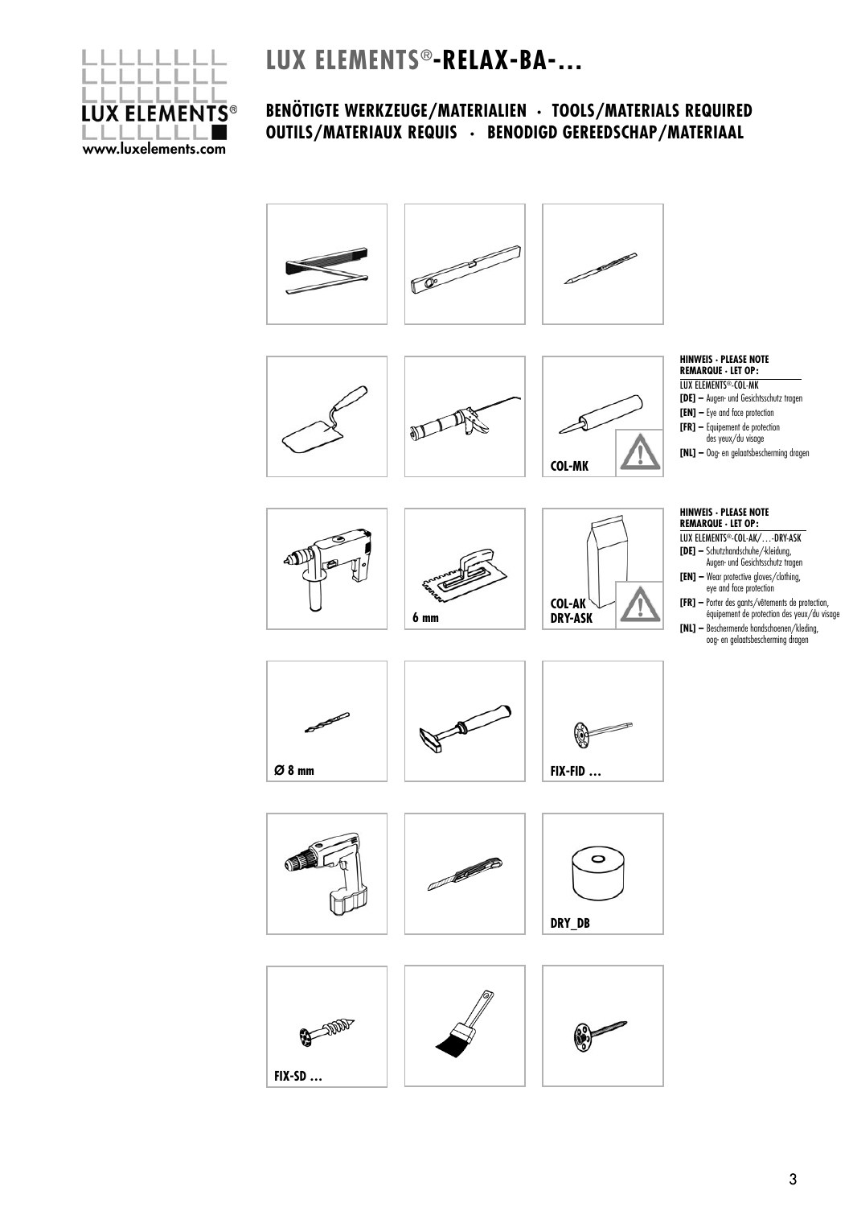# LUX ELEMENTS®-RELAX-BA-...

## BENÖTIGTE WERKZEUGE/MATERIALIEN · TOOLS/MATERIALS REQUIRED
## OUTILS/MATERIAUX REQUIS · BENODIGD GEREEDSCHAP/MATERIAAL

COL-MK

**HINWEIS · PLEASE NOTE**
**REMARQUE · LET OP:**

LUX ELEMENTS®-COL-MK

**[DE] –** Augen- und Gesichtsschutz tragen

**[EN] –** Eye and face protection

**[FR] –** Equipement de protection des yeux/du visage

**[NL] –** Oog- en gelaatsbescherming dragen

6 mm

COL-AK
DRY-ASK

**HINWEIS · PLEASE NOTE**
**REMARQUE · LET OP:**

LUX ELEMENTS®-COL-AK/…-DRY-ASK

**[DE] –** Schutzhandschuhe/-kleidung, Augen- und Gesichtsschutz tragen

**[EN] –** Wear protective gloves/clothing, eye and face protection

**[FR] –** Porter des gants/vêtements de protection, équipement de protection des yeux/du visage

**[NL] –** Beschermende handschoenen/kleding, oog- en gelaatsbescherming dragen

Ø 8 mm

FIX-FID …

DRY_DB

FIX-SD …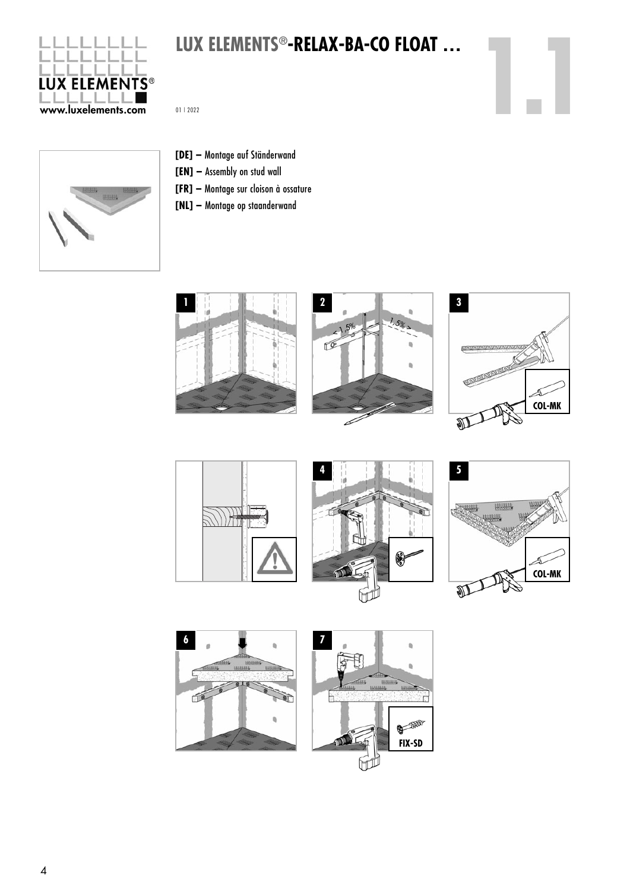# LUX ELEMENTS®-RELAX-BA-CO FLOAT …

01 | 2022

**[DE] –** Montage auf Ständerwand
**[EN] –** Assembly on stud wall
**[FR] –** Montage sur cloison à ossature
**[NL] –** Montage op staanderwand

1

2

< 1,5% 1,5% >

3

COL-MK

4

5

COL-MK

6

7

FIX-SD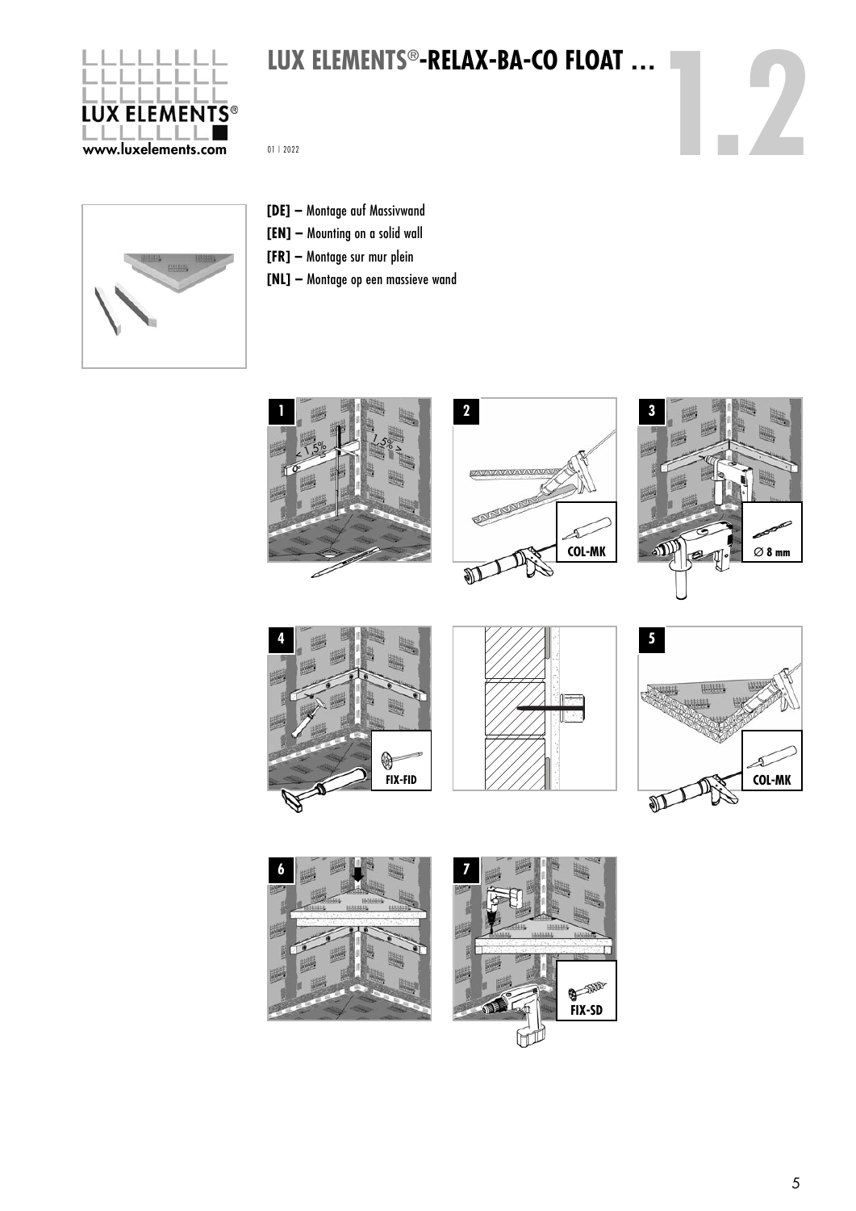# LUX ELEMENTS®-RELAX-BA-CO FLOAT …

01 | 2022

**[DE]** – Montage auf Massivwand
**[EN]** – Mounting on a solid wall
**[FR]** – Montage sur mur plein
**[NL]** – Montage op een massieve wand

1 < 1,5% 1,5% >

2 COL-MK

3 ∅ 8 mm

4 FIX-FID

5 COL-MK

6

7 FIX-SD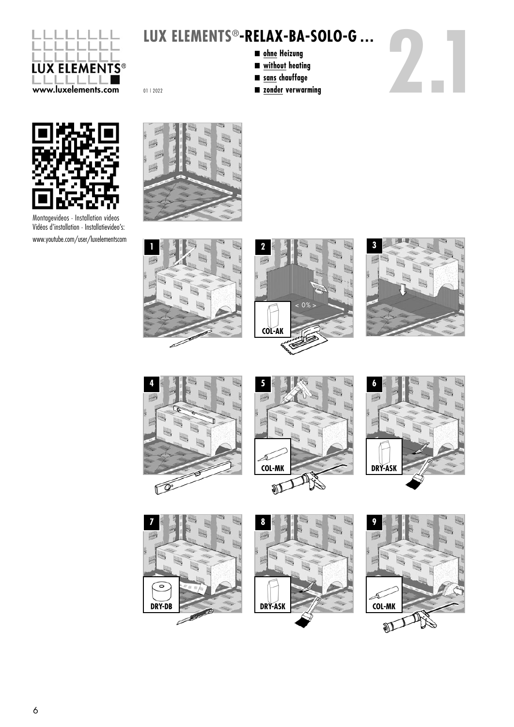# LUX ELEMENTS®-RELAX-BA-SOLO-G ...

- **ohne Heizung**
- **without heating**
- **sans chauffage**
- **zonder verwarming**

01 | 2022

2.1

Montagevideos · Installation videos
Vidéos d'installation · Installatievideo's:
www.youtube.com/user/luxelementscom

1

2 COL-AK < 0% >

3

4

5 COL-MK

6 DRY-ASK

7 DRY-DB

8 DRY-ASK

9 COL-MK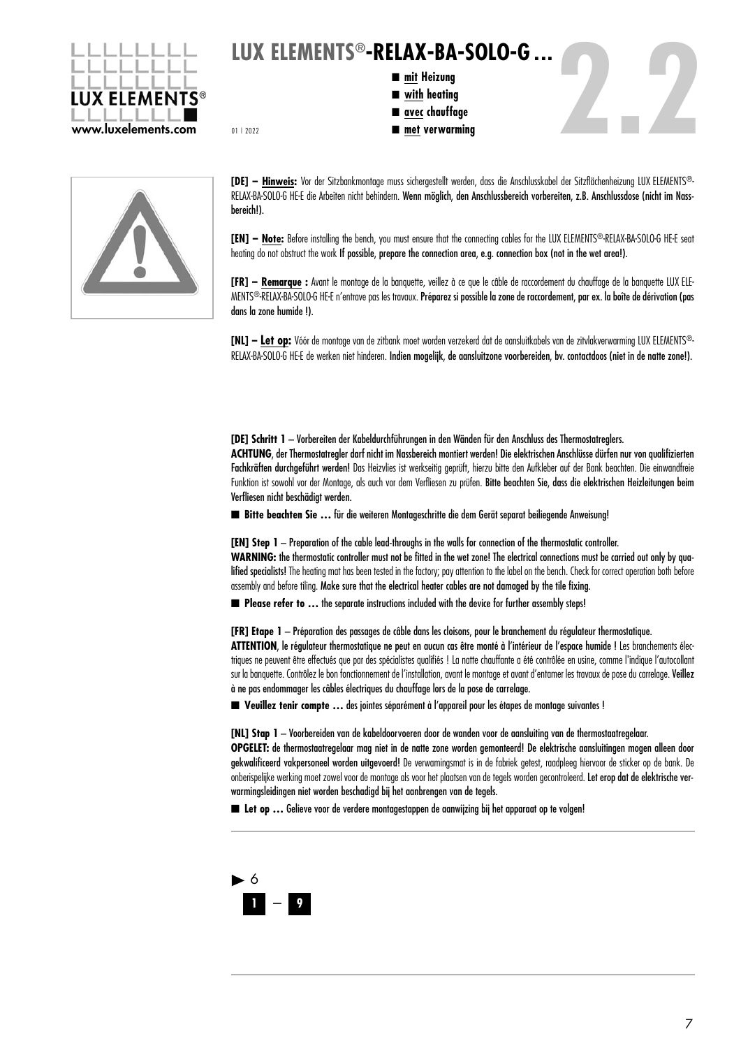# LUX ELEMENTS®-RELAX-BA-SOLO-G ...

- **mit Heizung**
- **with heating**
- **avec chauffage**
- **met verwarming**

01 | 2022

2.2

**[DE] – Hinweis:** Vor der Sitzbankmontage muss sichergestellt werden, dass die Anschlusskabel der Sitzflächenheizung LUX ELEMENTS®-RELAX-BA-SOLO-G HE-E die Arbeiten nicht behindern. Wenn möglich, den Anschlussbereich vorbereiten, z.B. Anschlussdose (nicht im Nassbereich!).

**[EN] – Note:** Before installing the bench, you must ensure that the connecting cables for the LUX ELEMENTS®-RELAX-BA-SOLO-G HE-E seat heating do not obstruct the work If possible, prepare the connection area, e.g. connection box (not in the wet area!).

**[FR] – Remarque :** Avant le montage de la banquette, veillez à ce que le câble de raccordement du chauffage de la banquette LUX ELEMENTS®-RELAX-BA-SOLO-G HE-E n'entrave pas les travaux. Préparez si possible la zone de raccordement, par ex. la boîte de dérivation (pas dans la zone humide !).

**[NL] – Let op:** Vóór de montage van de zitbank moet worden verzekerd dat de aansluitkabels van de zitvlakverwarming LUX ELEMENTS®-RELAX-BA-SOLO-G HE-E de werken niet hinderen. Indien mogelijk, de aansluitzone voorbereiden, bv. contactdoos (niet in de natte zone!).

**[DE] Schritt 1** – Vorbereiten der Kabeldurchführungen in den Wänden für den Anschluss des Thermostatreglers.
**ACHTUNG**, der Thermostatregler darf nicht im Nassbereich montiert werden! Die elektrischen Anschlüsse dürfen nur von qualifizierten Fachkräften durchgeführt werden! Das Heizvlies ist werkseitig geprüft, hierzu bitte den Aufkleber auf der Bank beachten. Die einwandfreie Funktion ist sowohl vor der Montage, als auch vor dem Verfliesen zu prüfen. Bitte beachten Sie, dass die elektrischen Heizleitungen beim Verfliesen nicht beschädigt werden.

■ **Bitte beachten Sie …** für die weiteren Montageschritte die dem Gerät separat beiliegende Anweisung!

**[EN] Step 1** – Preparation of the cable lead-throughs in the walls for connection of the thermostatic controller.
**WARNING:** the thermostatic controller must not be fitted in the wet zone! The electrical connections must be carried out only by qualified specialists! The heating mat has been tested in the factory; pay attention to the label on the bench. Check for correct operation both before assembly and before tiling. Make sure that the electrical heater cables are not damaged by the tile fixing.

■ **Please refer to …** the separate instructions included with the device for further assembly steps!

**[FR] Etape 1** – Préparation des passages de câble dans les cloisons, pour le branchement du régulateur thermostatique.
**ATTENTION**, le régulateur thermostatique ne peut en aucun cas être monté à l'intérieur de l'espace humide ! Les branchements électriques ne peuvent être effectués que par des spécialistes qualifiés ! La natte chauffante a été contrôlée en usine, comme l'indique l'autocollant sur la banquette. Contrôlez le bon fonctionnement de l'installation, avant le montage et avant d'entamer les travaux de pose du carrelage. Veillez à ne pas endommager les câbles électriques du chauffage lors de la pose de carrelage.

■ **Veuillez tenir compte …** des jointes séparément à l'appareil pour les étapes de montage suivantes !

**[NL] Stap 1** – Voorbereiden van de kabeldoorvoeren door de wanden voor de aansluiting van de thermostaatregelaar.
**OPGELET:** de thermostaatregelaar mag niet in de natte zone worden gemonteerd! De elektrische aansluitingen mogen alleen door gekwalificeerd vakpersoneel worden uitgevoerd! De verwarmingsmat is in de fabriek getest, raadpleeg hiervoor de sticker op de bank. De onberispelijke werking moet zowel voor de montage als voor het plaatsen van de tegels worden gecontroleerd. Let erop dat de elektrische verwarmingsleidingen niet worden beschadigd bij het aanbrengen van de tegels.

■ **Let op …** Gelieve voor de verdere montagestappen de aanwijzing bij het apparaat op te volgen!

► 6
**1** – **9**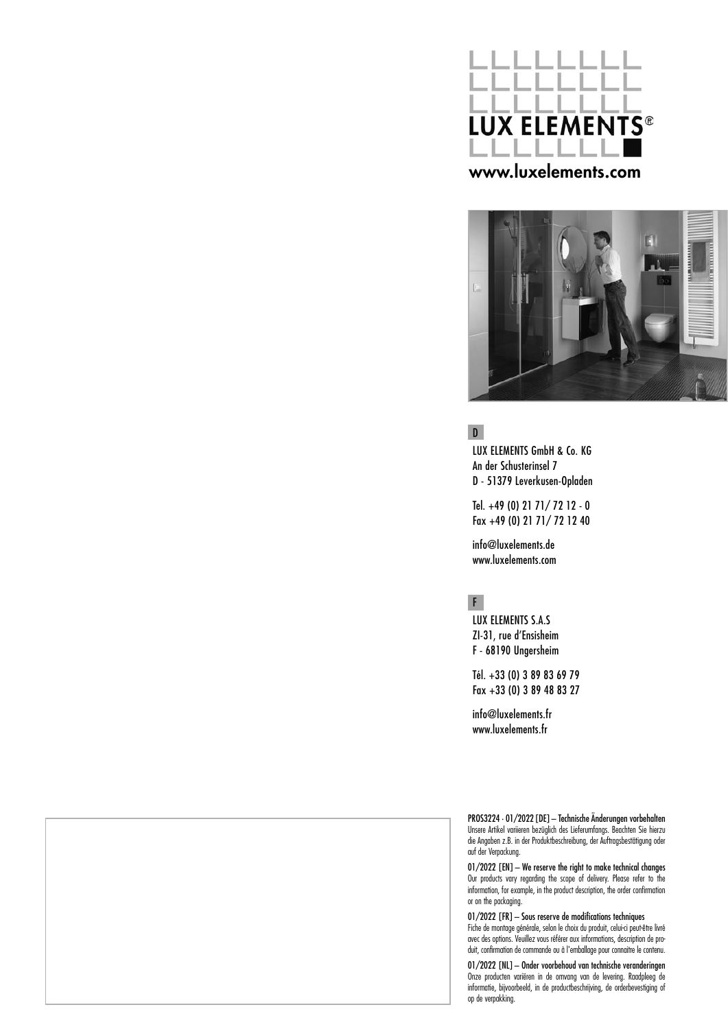LUX ELEMENTS®

www.luxelements.com

**D**

LUX ELEMENTS GmbH & Co. KG
An der Schusterinsel 7
D - 51379 Leverkusen-Opladen

Tel. +49 (0) 21 71/ 72 12 - 0
Fax +49 (0) 21 71/ 72 12 40

info@luxelements.de
www.luxelements.com

**F**

LUX ELEMENTS S.A.S
ZI-31, rue d'Ensisheim
F - 68190 Ungersheim

Tél. +33 (0) 3 89 83 69 79
Fax +33 (0) 3 89 48 83 27

info@luxelements.fr
www.luxelements.fr

PROS3224 · 01/2022 [DE] – Technische Änderungen vorbehalten
Unsere Artikel variieren bezüglich des Lieferumfangs. Beachten Sie hierzu die Angaben z.B. in der Produktbeschreibung, der Auftragsbestätigung oder auf der Verpackung.

01/2022 [EN] – We reserve the right to make technical changes
Our products vary regarding the scope of delivery. Please refer to the information, for example, in the product description, the order confirmation or on the packaging.

01/2022 [FR] – Sous reserve de modifications techniques
Fiche de montage générale, selon le choix du produit, celui-ci peut-être livré avec des options. Veuillez vous référer aux informations, description de produit, confirmation de commande ou à l'emballage pour connaitre le contenu.

01/2022 [NL] – Onder voorbehoud van technische veranderingen
Onze producten variëren in de omvang van de levering. Raadpleeg de informatie, bijvoorbeeld, in de productbeschrijving, de orderbevestiging of op de verpakking.